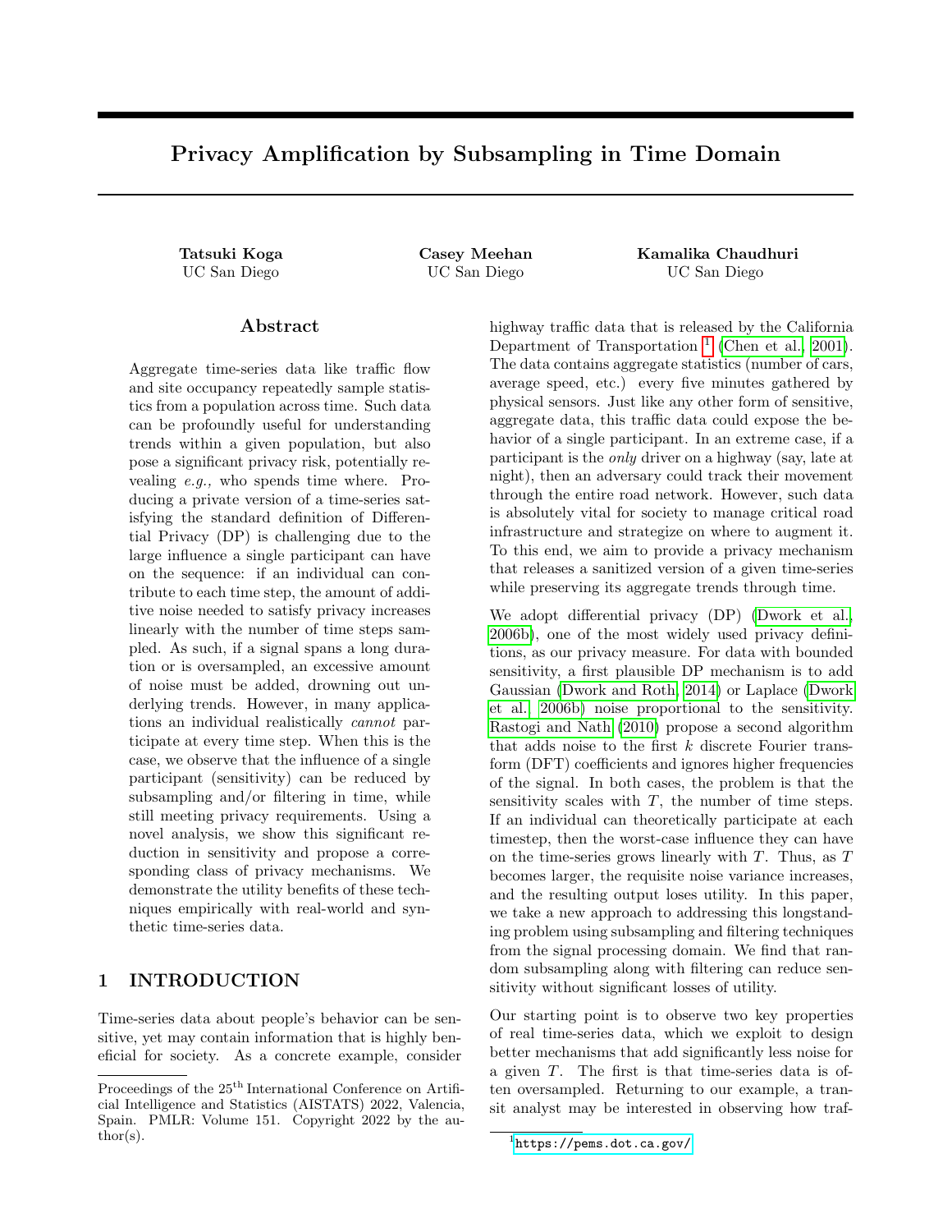# Privacy Amplification by Subsampling in Time Domain

**Tatsuki Koga**
UC San Diego

**Casey Meehan**
UC San Diego

**Kamalika Chaudhuri**
UC San Diego

## Abstract

Aggregate time-series data like traffic flow and site occupancy repeatedly sample statistics from a population across time. Such data can be profoundly useful for understanding trends within a given population, but also pose a significant privacy risk, potentially revealing *e.g.,* who spends time where. Producing a private version of a time-series satisfying the standard definition of Differential Privacy (DP) is challenging due to the large influence a single participant can have on the sequence: if an individual can contribute to each time step, the amount of additive noise needed to satisfy privacy increases linearly with the number of time steps sampled. As such, if a signal spans a long duration or is oversampled, an excessive amount of noise must be added, drowning out underlying trends. However, in many applications an individual realistically *cannot* participate at every time step. When this is the case, we observe that the influence of a single participant (sensitivity) can be reduced by subsampling and/or filtering in time, while still meeting privacy requirements. Using a novel analysis, we show this significant reduction in sensitivity and propose a corresponding class of privacy mechanisms. We demonstrate the utility benefits of these techniques empirically with real-world and synthetic time-series data.

## 1 INTRODUCTION

Time-series data about people's behavior can be sensitive, yet may contain information that is highly beneficial for society. As a concrete example, consider highway traffic data that is released by the California Department of Transportation [1] (Chen et al., 2001). The data contains aggregate statistics (number of cars, average speed, etc.) every five minutes gathered by physical sensors. Just like any other form of sensitive, aggregate data, this traffic data could expose the behavior of a single participant. In an extreme case, if a participant is the *only* driver on a highway (say, late at night), then an adversary could track their movement through the entire road network. However, such data is absolutely vital for society to manage critical road infrastructure and strategize on where to augment it. To this end, we aim to provide a privacy mechanism that releases a sanitized version of a given time-series while preserving its aggregate trends through time.

We adopt differential privacy (DP) (Dwork et al., 2006b), one of the most widely used privacy definitions, as our privacy measure. For data with bounded sensitivity, a first plausible DP mechanism is to add Gaussian (Dwork and Roth, 2014) or Laplace (Dwork et al., 2006b) noise proportional to the sensitivity. Rastogi and Nath (2010) propose a second algorithm that adds noise to the first $k$ discrete Fourier transform (DFT) coefficients and ignores higher frequencies of the signal. In both cases, the problem is that the sensitivity scales with $T$, the number of time steps. If an individual can theoretically participate at each timestep, then the worst-case influence they can have on the time-series grows linearly with $T$. Thus, as $T$ becomes larger, the requisite noise variance increases, and the resulting output loses utility. In this paper, we take a new approach to addressing this longstanding problem using subsampling and filtering techniques from the signal processing domain. We find that random subsampling along with filtering can reduce sensitivity without significant losses of utility.

Our starting point is to observe two key properties of real time-series data, which we exploit to design better mechanisms that add significantly less noise for a given $T$. The first is that time-series data is often oversampled. Returning to our example, a transit analyst may be interested in observing how traf-

Proceedings of the 25[th] International Conference on Artificial Intelligence and Statistics (AISTATS) 2022, Valencia, Spain. PMLR: Volume 151. Copyright 2022 by the author(s).

[1] https://pems.dot.ca.gov/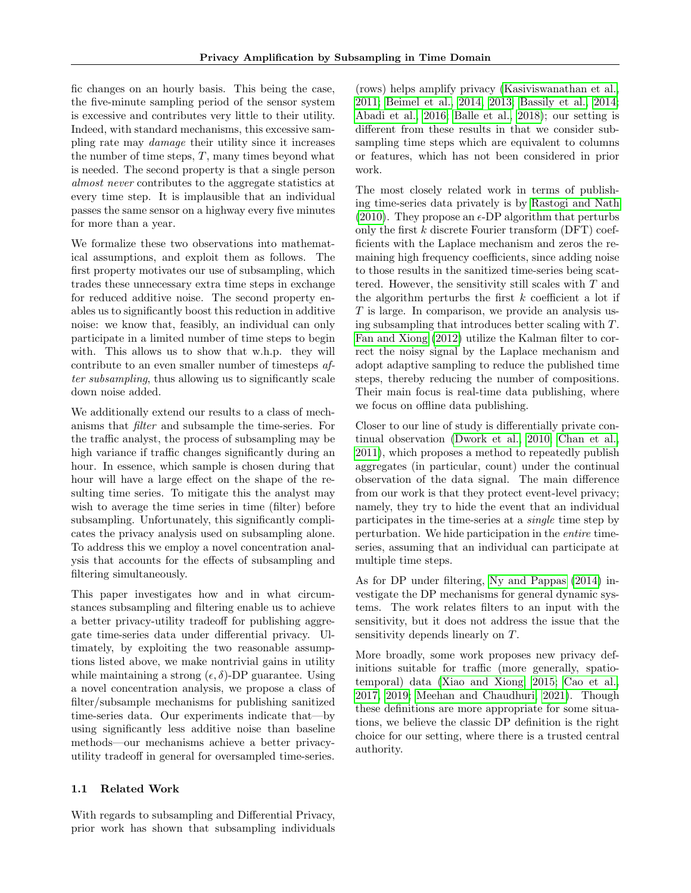fic changes on an hourly basis. This being the case, the five-minute sampling period of the sensor system is excessive and contributes very little to their utility. Indeed, with standard mechanisms, this excessive sampling rate may *damage* their utility since it increases the number of time steps, $T$, many times beyond what is needed. The second property is that a single person *almost never* contributes to the aggregate statistics at every time step. It is implausible that an individual passes the same sensor on a highway every five minutes for more than a year.

We formalize these two observations into mathematical assumptions, and exploit them as follows. The first property motivates our use of subsampling, which trades these unnecessary extra time steps in exchange for reduced additive noise. The second property enables us to significantly boost this reduction in additive noise: we know that, feasibly, an individual can only participate in a limited number of time steps to begin with. This allows us to show that w.h.p. they will contribute to an even smaller number of timesteps *after subsampling*, thus allowing us to significantly scale down noise added.

We additionally extend our results to a class of mechanisms that *filter* and subsample the time-series. For the traffic analyst, the process of subsampling may be high variance if traffic changes significantly during an hour. In essence, which sample is chosen during that hour will have a large effect on the shape of the resulting time series. To mitigate this the analyst may wish to average the time series in time (filter) before subsampling. Unfortunately, this significantly complicates the privacy analysis used on subsampling alone. To address this we employ a novel concentration analysis that accounts for the effects of subsampling and filtering simultaneously.

This paper investigates how and in what circumstances subsampling and filtering enable us to achieve a better privacy-utility tradeoff for publishing aggregate time-series data under differential privacy. Ultimately, by exploiting the two reasonable assumptions listed above, we make nontrivial gains in utility while maintaining a strong $(\epsilon, \delta)$-DP guarantee. Using a novel concentration analysis, we propose a class of filter/subsample mechanisms for publishing sanitized time-series data. Our experiments indicate that—by using significantly less additive noise than baseline methods—our mechanisms achieve a better privacy-utility tradeoff in general for oversampled time-series.

### 1.1 Related Work

With regards to subsampling and Differential Privacy, prior work has shown that subsampling individuals (rows) helps amplify privacy (Kasiviswanathan et al., 2011; Beimel et al., 2014, 2013; Bassily et al., 2014; Abadi et al., 2016; Balle et al., 2018); our setting is different from these results in that we consider subsampling time steps which are equivalent to columns or features, which has not been considered in prior work.

The most closely related work in terms of publishing time-series data privately is by Rastogi and Nath (2010). They propose an $\epsilon$-DP algorithm that perturbs only the first $k$ discrete Fourier transform (DFT) coefficients with the Laplace mechanism and zeros the remaining high frequency coefficients, since adding noise to those results in the sanitized time-series being scattered. However, the sensitivity still scales with $T$ and the algorithm perturbs the first $k$ coefficient a lot if $T$ is large. In comparison, we provide an analysis using subsampling that introduces better scaling with $T$. Fan and Xiong (2012) utilize the Kalman filter to correct the noisy signal by the Laplace mechanism and adopt adaptive sampling to reduce the published time steps, thereby reducing the number of compositions. Their main focus is real-time data publishing, where we focus on offline data publishing.

Closer to our line of study is differentially private continual observation (Dwork et al., 2010; Chan et al., 2011), which proposes a method to repeatedly publish aggregates (in particular, count) under the continual observation of the data signal. The main difference from our work is that they protect event-level privacy; namely, they try to hide the event that an individual participates in the time-series at a *single* time step by perturbation. We hide participation in the *entire* time-series, assuming that an individual can participate at multiple time steps.

As for DP under filtering, Ny and Pappas (2014) investigate the DP mechanisms for general dynamic systems. The work relates filters to an input with the sensitivity, but it does not address the issue that the sensitivity depends linearly on $T$.

More broadly, some work proposes new privacy definitions suitable for traffic (more generally, spatio-temporal) data (Xiao and Xiong, 2015; Cao et al., 2017, 2019; Meehan and Chaudhuri, 2021). Though these definitions are more appropriate for some situations, we believe the classic DP definition is the right choice for our setting, where there is a trusted central authority.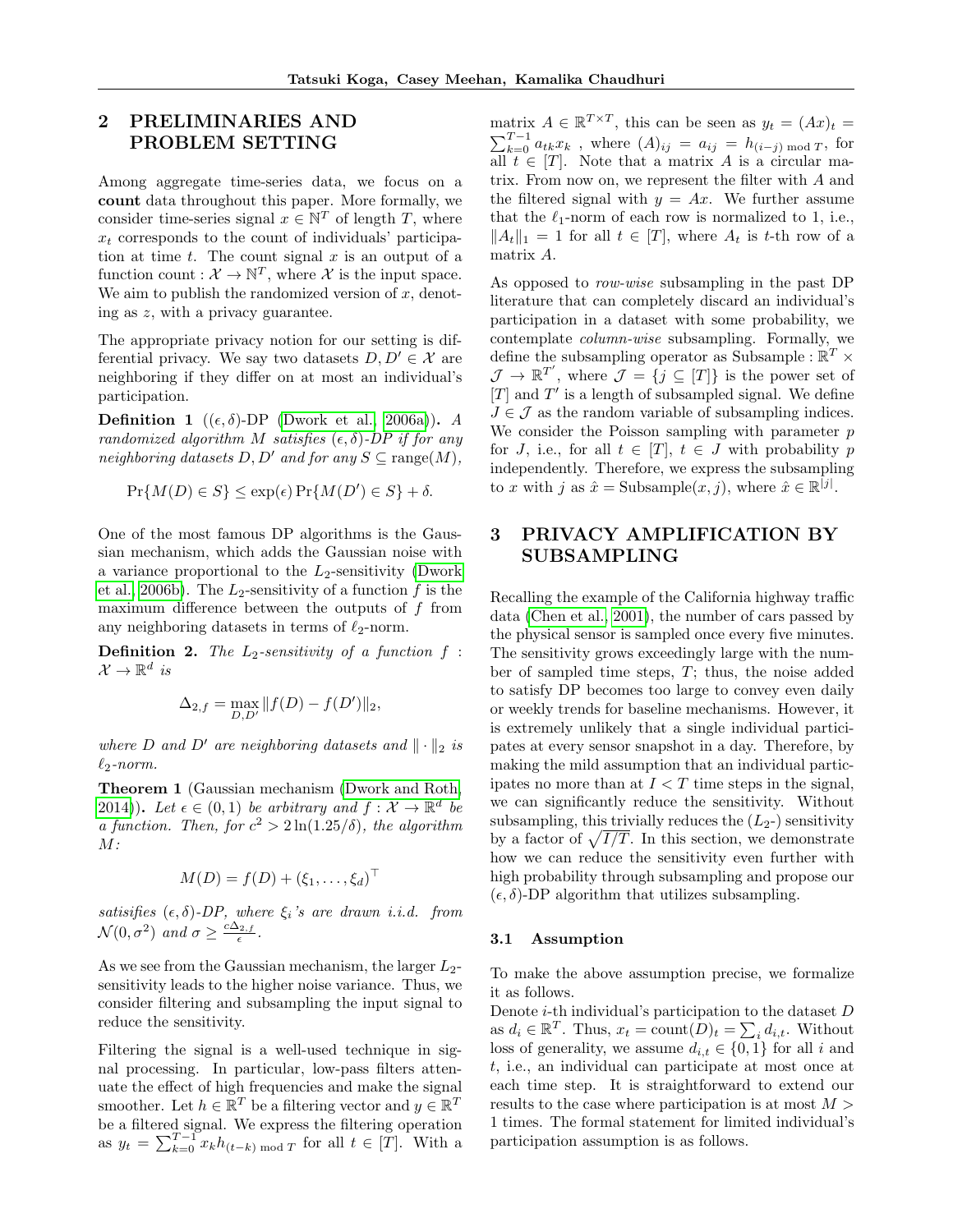## 2 PRELIMINARIES AND PROBLEM SETTING

Among aggregate time-series data, we focus on a **count** data throughout this paper. More formally, we consider time-series signal $x \in \mathbb{N}^T$ of length $T$, where $x_t$ corresponds to the count of individuals' participation at time $t$. The count signal $x$ is an output of a function count : $\mathcal{X} \to \mathbb{N}^T$, where $\mathcal{X}$ is the input space. We aim to publish the randomized version of $x$, denoting as $z$, with a privacy guarantee.

The appropriate privacy notion for our setting is differential privacy. We say two datasets $D, D' \in \mathcal{X}$ are neighboring if they differ on at most an individual's participation.

**Definition 1** (($\epsilon, \delta$)-DP (Dwork et al., 2006a)). *A randomized algorithm $M$ satisfies $(\epsilon, \delta)$-DP if for any neighboring datasets $D, D'$ and for any $S \subseteq \mathrm{range}(M)$,*

$$\Pr\{M(D) \in S\} \leq \exp(\epsilon) \Pr\{M(D') \in S\} + \delta.$$

One of the most famous DP algorithms is the Gaussian mechanism, which adds the Gaussian noise with a variance proportional to the $L_2$-sensitivity (Dwork et al., 2006b). The $L_2$-sensitivity of a function $f$ is the maximum difference between the outputs of $f$ from any neighboring datasets in terms of $\ell_2$-norm.

**Definition 2.** *The $L_2$-sensitivity of a function $f : \mathcal{X} \to \mathbb{R}^d$ is*

$$\Delta_{2,f} = \max_{D,D'} \|f(D) - f(D')\|_2,$$

*where $D$ and $D'$ are neighboring datasets and $\|\cdot\|_2$ is $\ell_2$-norm.*

**Theorem 1** (Gaussian mechanism (Dwork and Roth, 2014)). *Let $\epsilon \in (0, 1)$ be arbitrary and $f : \mathcal{X} \to \mathbb{R}^d$ be a function. Then, for $c^2 > 2\ln(1.25/\delta)$, the algorithm $M$:*

$$M(D) = f(D) + (\xi_1, \ldots, \xi_d)^\top$$

*satisifies $(\epsilon, \delta)$-DP, where $\xi_i$'s are drawn i.i.d. from $\mathcal{N}(0, \sigma^2)$ and $\sigma \geq \frac{c\Delta_{2,f}}{\epsilon}$.*

As we see from the Gaussian mechanism, the larger $L_2$-sensitivity leads to the higher noise variance. Thus, we consider filtering and subsampling the input signal to reduce the sensitivity.

Filtering the signal is a well-used technique in signal processing. In particular, low-pass filters attenuate the effect of high frequencies and make the signal smoother. Let $h \in \mathbb{R}^T$ be a filtering vector and $y \in \mathbb{R}^T$ be a filtered signal. We express the filtering operation as $y_t = \sum_{k=0}^{T-1} x_k h_{(t-k) \bmod T}$ for all $t \in [T]$. With a matrix $A \in \mathbb{R}^{T \times T}$, this can be seen as $y_t = (Ax)_t = \sum_{k=0}^{T-1} a_{tk} x_k$ , where $(A)_{ij} = a_{ij} = h_{(i-j) \bmod T}$, for all $t \in [T]$. Note that a matrix $A$ is a circular matrix. From now on, we represent the filter with $A$ and the filtered signal with $y = Ax$. We further assume that the $\ell_1$-norm of each row is normalized to 1, i.e., $\|A_t\|_1 = 1$ for all $t \in [T]$, where $A_t$ is $t$-th row of a matrix $A$.

As opposed to *row-wise* subsampling in the past DP literature that can completely discard an individual's participation in a dataset with some probability, we contemplate *column-wise* subsampling. Formally, we define the subsampling operator as Subsample : $\mathbb{R}^T \times \mathcal{J} \to \mathbb{R}^{T'}$, where $\mathcal{J} = \{j \subseteq [T]\}$ is the power set of $[T]$ and $T'$ is a length of subsampled signal. We define $J \in \mathcal{J}$ as the random variable of subsampling indices. We consider the Poisson sampling with parameter $p$ for $J$, i.e., for all $t \in [T]$, $t \in J$ with probability $p$ independently. Therefore, we express the subsampling to $x$ with $j$ as $\hat{x} = \mathrm{Subsample}(x, j)$, where $\hat{x} \in \mathbb{R}^{|j|}$.

## 3 PRIVACY AMPLIFICATION BY SUBSAMPLING

Recalling the example of the California highway traffic data (Chen et al., 2001), the number of cars passed by the physical sensor is sampled once every five minutes. The sensitivity grows exceedingly large with the number of sampled time steps, $T$; thus, the noise added to satisfy DP becomes too large to convey even daily or weekly trends for baseline mechanisms. However, it is extremely unlikely that a single individual participates at every sensor snapshot in a day. Therefore, by making the mild assumption that an individual participates no more than at $I < T$ time steps in the signal, we can significantly reduce the sensitivity. Without subsampling, this trivially reduces the ($L_2$-) sensitivity by a factor of $\sqrt{I/T}$. In this section, we demonstrate how we can reduce the sensitivity even further with high probability through subsampling and propose our $(\epsilon, \delta)$-DP algorithm that utilizes subsampling.

### 3.1 Assumption

To make the above assumption precise, we formalize it as follows.

Denote $i$-th individual's participation to the dataset $D$ as $d_i \in \mathbb{R}^T$. Thus, $x_t = \mathrm{count}(D)_t = \sum_i d_{i,t}$. Without loss of generality, we assume $d_{i,t} \in \{0, 1\}$ for all $i$ and $t$, i.e., an individual can participate at most once at each time step. It is straightforward to extend our results to the case where participation is at most $M > 1$ times. The formal statement for limited individual's participation assumption is as follows.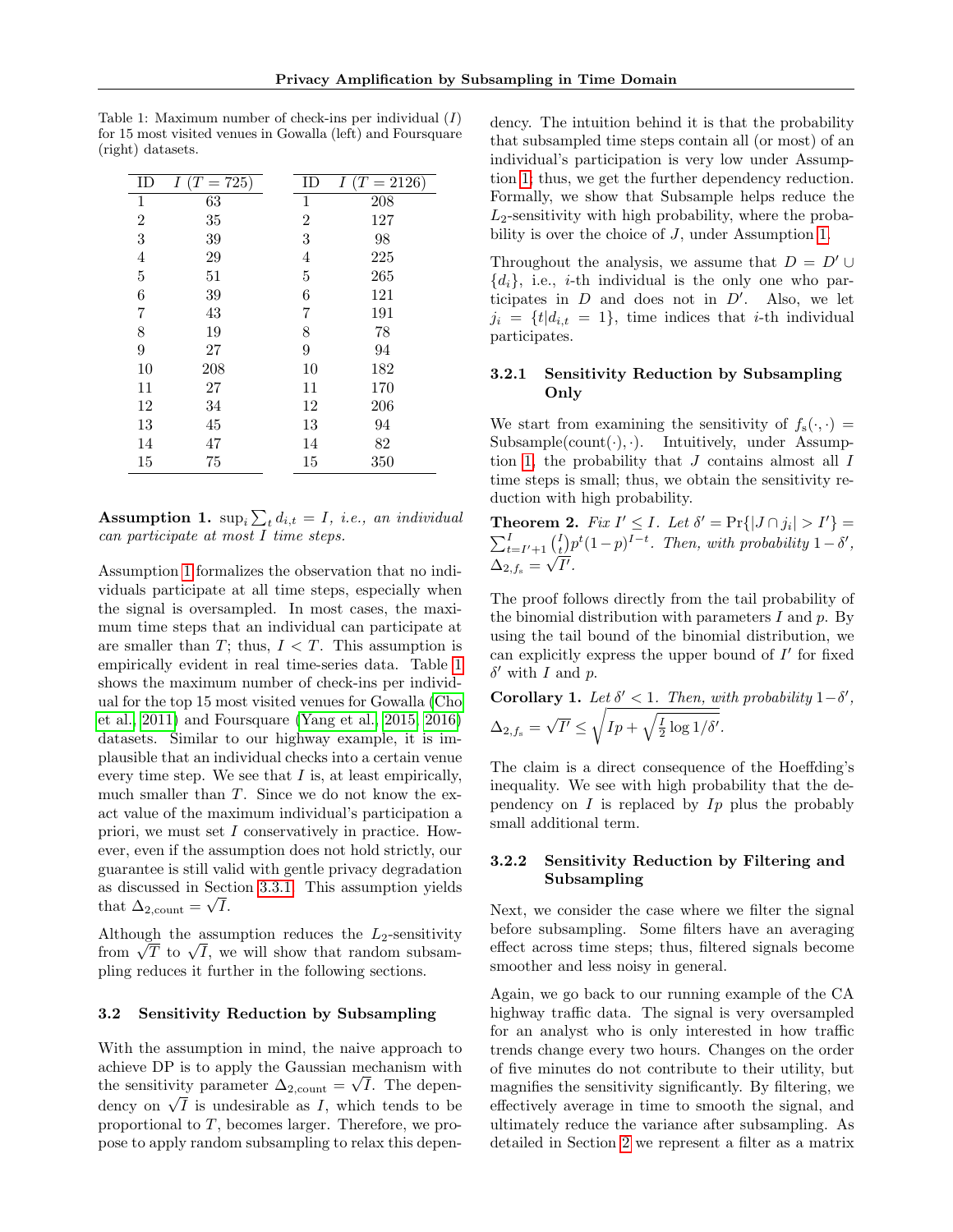Table 1: Maximum number of check-ins per individual ($I$) for 15 most visited venues in Gowalla (left) and Foursquare (right) datasets.

| ID | $I$ ($T = 725$) |
|---|---|
| 1 | 63 |
| 2 | 35 |
| 3 | 39 |
| 4 | 29 |
| 5 | 51 |
| 6 | 39 |
| 7 | 43 |
| 8 | 19 |
| 9 | 27 |
| 10 | 208 |
| 11 | 27 |
| 12 | 34 |
| 13 | 45 |
| 14 | 47 |
| 15 | 75 |

| ID | $I$ ($T = 2126$) |
|---|---|
| 1 | 208 |
| 2 | 127 |
| 3 | 98 |
| 4 | 225 |
| 5 | 265 |
| 6 | 121 |
| 7 | 191 |
| 8 | 78 |
| 9 | 94 |
| 10 | 182 |
| 11 | 170 |
| 12 | 206 |
| 13 | 94 |
| 14 | 82 |
| 15 | 350 |

**Assumption 1.** *$\sup_i \sum_t d_{i,t} = I$, i.e., an individual can participate at most $I$ time steps.*

Assumption 1 formalizes the observation that no individuals participate at all time steps, especially when the signal is oversampled. In most cases, the maximum time steps that an individual can participate at are smaller than $T$; thus, $I < T$. This assumption is empirically evident in real time-series data. Table 1 shows the maximum number of check-ins per individual for the top 15 most visited venues for Gowalla (Cho et al., 2011) and Foursquare (Yang et al., 2015, 2016) datasets. Similar to our highway example, it is implausible that an individual checks into a certain venue every time step. We see that $I$ is, at least empirically, much smaller than $T$. Since we do not know the exact value of the maximum individual's participation a priori, we must set $I$ conservatively in practice. However, even if the assumption does not hold strictly, our guarantee is still valid with gentle privacy degradation as discussed in Section 3.3.1. This assumption yields that $\Delta_{2,\text{count}} = \sqrt{I}$.

Although the assumption reduces the $L_2$-sensitivity from $\sqrt{T}$ to $\sqrt{I}$, we will show that random subsampling reduces it further in the following sections.

### 3.2 Sensitivity Reduction by Subsampling

With the assumption in mind, the naive approach to achieve DP is to apply the Gaussian mechanism with the sensitivity parameter $\Delta_{2,\text{count}} = \sqrt{I}$. The dependency on $\sqrt{I}$ is undesirable as $I$, which tends to be proportional to $T$, becomes larger. Therefore, we propose to apply random subsampling to relax this dependency. The intuition behind it is that the probability that subsampled time steps contain all (or most) of an individual's participation is very low under Assumption 1; thus, we get the further dependency reduction. Formally, we show that Subsample helps reduce the $L_2$-sensitivity with high probability, where the probability is over the choice of $J$, under Assumption 1.

Throughout the analysis, we assume that $D = D' \cup \{d_i\}$, i.e., $i$-th individual is the only one who participates in $D$ and does not in $D'$. Also, we let $j_i = \{t | d_{i,t} = 1\}$, time indices that $i$-th individual participates.

#### 3.2.1 Sensitivity Reduction by Subsampling Only

We start from examining the sensitivity of $f_s(\cdot, \cdot) = \text{Subsample}(\text{count}(\cdot), \cdot)$. Intuitively, under Assumption 1, the probability that $J$ contains almost all $I$ time steps is small; thus, we obtain the sensitivity reduction with high probability.

**Theorem 2.** *Fix $I' \leq I$. Let $\delta' = \Pr\{|J \cap j_i| > I'\} = \sum_{t=I'+1}^{I} \binom{I}{t} p^t (1-p)^{I-t}$. Then, with probability $1 - \delta'$, $\Delta_{2,f_s} = \sqrt{I'}$.*

The proof follows directly from the tail probability of the binomial distribution with parameters $I$ and $p$. By using the tail bound of the binomial distribution, we can explicitly express the upper bound of $I'$ for fixed $\delta'$ with $I$ and $p$.

**Corollary 1.** *Let $\delta' < 1$. Then, with probability $1-\delta'$, $\Delta_{2,f_s} = \sqrt{I'} \leq \sqrt{Ip + \sqrt{\frac{I}{2} \log 1/\delta'}}$.*

The claim is a direct consequence of the Hoeffding's inequality. We see with high probability that the dependency on $I$ is replaced by $Ip$ plus the probably small additional term.

#### 3.2.2 Sensitivity Reduction by Filtering and Subsampling

Next, we consider the case where we filter the signal before subsampling. Some filters have an averaging effect across time steps; thus, filtered signals become smoother and less noisy in general.

Again, we go back to our running example of the CA highway traffic data. The signal is very oversampled for an analyst who is only interested in how traffic trends change every two hours. Changes on the order of five minutes do not contribute to their utility, but magnifies the sensitivity significantly. By filtering, we effectively average in time to smooth the signal, and ultimately reduce the variance after subsampling. As detailed in Section 2 we represent a filter as a matrix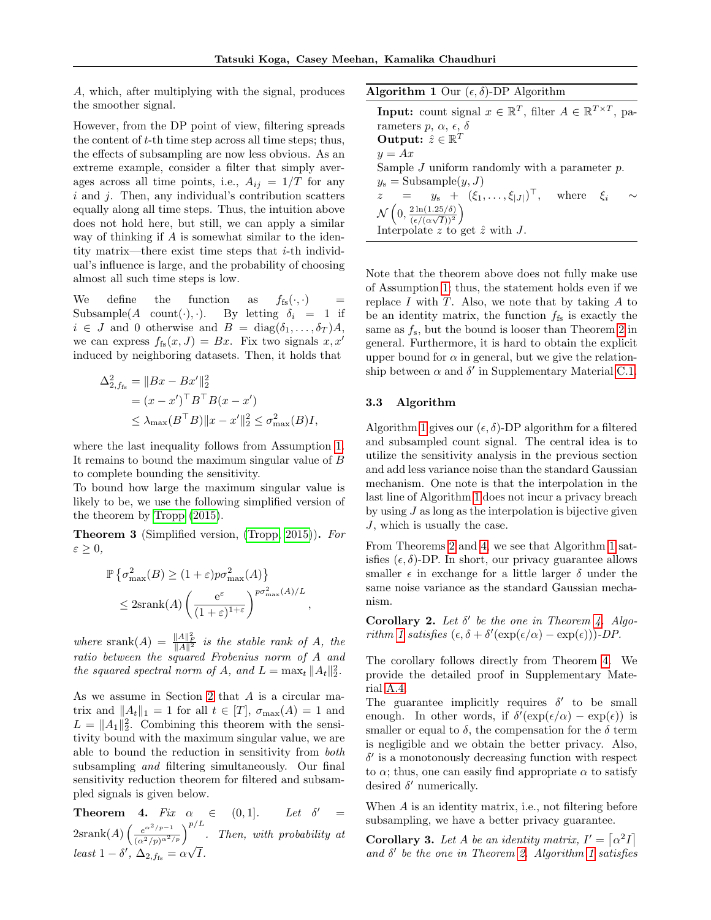$A$, which, after multiplying with the signal, produces the smoother signal.

However, from the DP point of view, filtering spreads the content of $t$-th time step across all time steps; thus, the effects of subsampling are now less obvious. As an extreme example, consider a filter that simply averages across all time points, i.e., $A_{ij} = 1/T$ for any $i$ and $j$. Then, any individual's contribution scatters equally along all time steps. Thus, the intuition above does not hold here, but still, we can apply a similar way of thinking if $A$ is somewhat similar to the identity matrix—there exist time steps that $i$-th individual's influence is large, and the probability of choosing almost all such time steps is low.

We define the function as $f_{\text{fs}}(\cdot, \cdot) = \text{Subsample}(A \ \text{count}(\cdot), \cdot)$. By letting $\delta_i = 1$ if $i \in J$ and 0 otherwise and $B = \text{diag}(\delta_1, \ldots, \delta_T)A$, we can express $f_{\text{fs}}(x, J) = Bx$. Fix two signals $x, x'$ induced by neighboring datasets. Then, it holds that

$$
\begin{aligned}
\Delta^2_{2, f_{\text{fs}}} &= \|Bx - Bx'\|_2^2 \\
&= (x - x')^\top B^\top B(x - x') \\
&\leq \lambda_{\max}(B^\top B)\|x - x'\|_2^2 \leq \sigma^2_{\max}(B)I,
\end{aligned}
$$

where the last inequality follows from Assumption 1. It remains to bound the maximum singular value of $B$ to complete bounding the sensitivity.

To bound how large the maximum singular value is likely to be, we use the following simplified version of the theorem by Tropp (2015).

**Theorem 3** (Simplified version, (Tropp, 2015))**.** *For $\varepsilon \geq 0$,*

$$
\begin{aligned}
&\mathbb{P}\left\{\sigma^2_{\max}(B) \geq (1+\varepsilon)p\sigma^2_{\max}(A)\right\} \\
&\quad \leq 2\text{srank}(A)\left(\frac{\mathrm{e}^{\varepsilon}}{(1+\varepsilon)^{1+\varepsilon}}\right)^{p\sigma^2_{\max}(A)/L},
\end{aligned}
$$

*where $\text{srank}(A) = \frac{\|A\|_F^2}{\|A\|^2}$ is the stable rank of $A$, the ratio between the squared Frobenius norm of $A$ and the squared spectral norm of $A$, and $L = \max_t \|A_t\|_2^2$.*

As we assume in Section 2 that $A$ is a circular matrix and $\|A_t\|_1 = 1$ for all $t \in [T]$, $\sigma_{\max}(A) = 1$ and $L = \|A_1\|_2^2$. Combining this theorem with the sensitivity bound with the maximum singular value, we are able to bound the reduction in sensitivity from *both* subsampling *and* filtering simultaneously. Our final sensitivity reduction theorem for filtered and subsampled signals is given below.

**Theorem 4.** *Fix $\alpha \in (0, 1]$. Let $\delta' = 2\text{srank}(A)\left(\frac{e^{\alpha^2/p - 1}}{(\alpha^2/p)^{\alpha^2/p}}\right)^{p/L}$. Then, with probability at least $1 - \delta'$, $\Delta_{2, f_{\text{fs}}} = \alpha\sqrt{I}$.*

---

**Algorithm 1** Our $(\epsilon, \delta)$-DP Algorithm

**Input:** count signal $x \in \mathbb{R}^T$, filter $A \in \mathbb{R}^{T \times T}$, parameters $p$, $\alpha$, $\epsilon$, $\delta$
**Output:** $\hat{z} \in \mathbb{R}^T$
$y = Ax$
Sample $J$ uniform randomly with a parameter $p$.
$y_{\text{s}} = \text{Subsample}(y, J)$
$z = y_{\text{s}} + (\xi_1, \ldots, \xi_{|J|})^\top$, where $\xi_i \sim \mathcal{N}\left(0, \frac{2\ln(1.25/\delta)}{(\epsilon/(\alpha\sqrt{I}))^2}\right)$
Interpolate $z$ to get $\hat{z}$ with $J$.

---

Note that the theorem above does not fully make use of Assumption 1; thus, the statement holds even if we replace $I$ with $T$. Also, we note that by taking $A$ to be an identity matrix, the function $f_{\text{fs}}$ is exactly the same as $f_{\text{s}}$, but the bound is looser than Theorem 2 in general. Furthermore, it is hard to obtain the explicit upper bound for $\alpha$ in general, but we give the relationship between $\alpha$ and $\delta'$ in Supplementary Material C.1.

### 3.3 Algorithm

Algorithm 1 gives our $(\epsilon, \delta)$-DP algorithm for a filtered and subsampled count signal. The central idea is to utilize the sensitivity analysis in the previous section and add less variance noise than the standard Gaussian mechanism. One note is that the interpolation in the last line of Algorithm 1 does not incur a privacy breach by using $J$ as long as the interpolation is bijective given $J$, which is usually the case.

From Theorems 2 and 4, we see that Algorithm 1 satisfies $(\epsilon, \delta)$-DP. In short, our privacy guarantee allows smaller $\epsilon$ in exchange for a little larger $\delta$ under the same noise variance as the standard Gaussian mechanism.

**Corollary 2.** *Let $\delta'$ be the one in Theorem 4. Algorithm 1 satisfies $(\epsilon, \delta + \delta'(\exp(\epsilon/\alpha) - \exp(\epsilon)))$-DP.*

The corollary follows directly from Theorem 4. We provide the detailed proof in Supplementary Material A.4.

The guarantee implicitly requires $\delta'$ to be small enough. In other words, if $\delta'(\exp(\epsilon/\alpha) - \exp(\epsilon))$ is smaller or equal to $\delta$, the compensation for the $\delta$ term is negligible and we obtain the better privacy. Also, $\delta'$ is a monotonously decreasing function with respect to $\alpha$; thus, one can easily find appropriate $\alpha$ to satisfy desired $\delta'$ numerically.

When $A$ is an identity matrix, i.e., not filtering before subsampling, we have a better privacy guarantee.

**Corollary 3.** *Let $A$ be an identity matrix, $I' = \lceil \alpha^2 I \rceil$ and $\delta'$ be the one in Theorem 2. Algorithm 1 satisfies*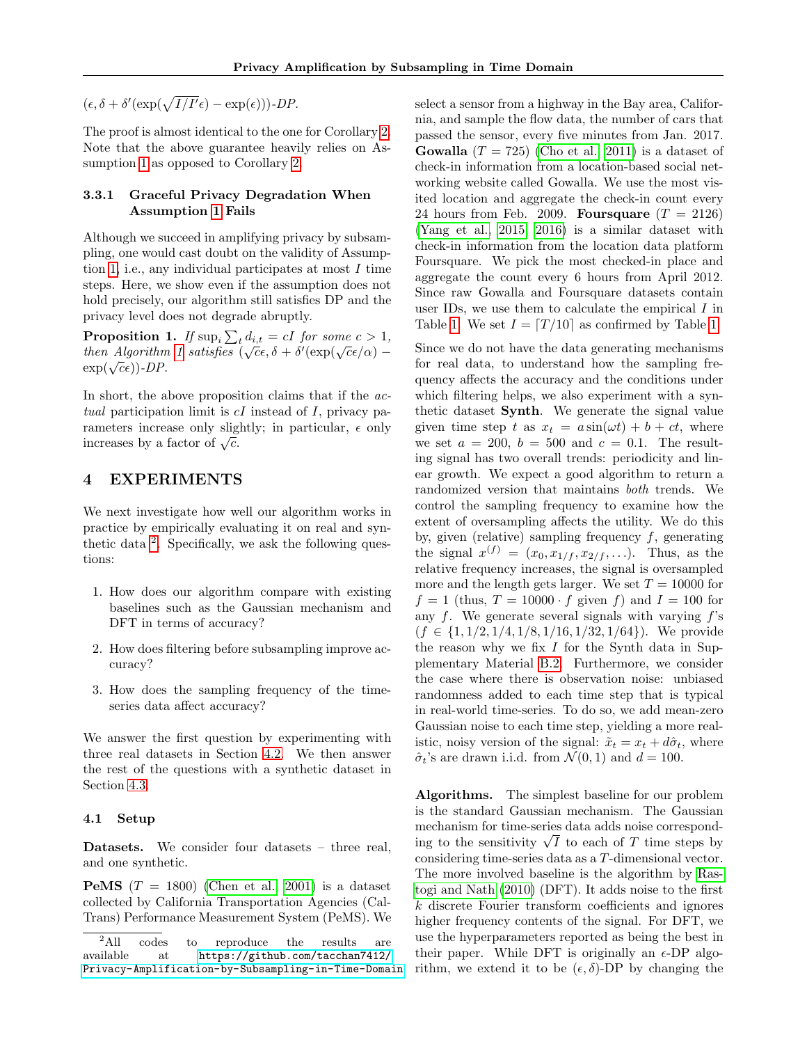$(\epsilon, \delta + \delta'(\exp(\sqrt{I/I'}\epsilon) - \exp(\epsilon)))$-*DP.*

The proof is almost identical to the one for Corollary 2. Note that the above guarantee heavily relies on Assumption 1 as opposed to Corollary 2.

#### 3.3.1 Graceful Privacy Degradation When Assumption 1 Fails

Although we succeed in amplifying privacy by subsampling, one would cast doubt on the validity of Assumption 1, i.e., any individual participates at most $I$ time steps. Here, we show even if the assumption does not hold precisely, our algorithm still satisfies DP and the privacy level does not degrade abruptly.

**Proposition 1.** *If* $\sup_i \sum_t d_{i,t} = cI$ *for some* $c > 1$, *then Algorithm 1 satisfies* $(\sqrt{c}\epsilon, \delta + \delta'(\exp(\sqrt{c}\epsilon/\alpha) - \exp(\sqrt{c}\epsilon))$-*DP.*

In short, the above proposition claims that if the *actual* participation limit is $cI$ instead of $I$, privacy parameters increase only slightly; in particular, $\epsilon$ only increases by a factor of $\sqrt{c}$.

## 4 EXPERIMENTS

We next investigate how well our algorithm works in practice by empirically evaluating it on real and synthetic data [2]. Specifically, we ask the following questions:

1. How does our algorithm compare with existing baselines such as the Gaussian mechanism and DFT in terms of accuracy?
2. How does filtering before subsampling improve accuracy?
3. How does the sampling frequency of the time-series data affect accuracy?

We answer the first question by experimenting with three real datasets in Section 4.2. We then answer the rest of the questions with a synthetic dataset in Section 4.3.

### 4.1 Setup

**Datasets.** We consider four datasets – three real, and one synthetic.

**PeMS** ($T = 1800$) (Chen et al., 2001) is a dataset collected by California Transportation Agencies (CalTrans) Performance Measurement System (PeMS). We select a sensor from a highway in the Bay area, California, and sample the flow data, the number of cars that passed the sensor, every five minutes from Jan. 2017. **Gowalla** ($T = 725$) (Cho et al., 2011) is a dataset of check-in information from a location-based social networking website called Gowalla. We use the most visited location and aggregate the check-in count every 24 hours from Feb. 2009. **Foursquare** ($T = 2126$) (Yang et al., 2015, 2016) is a similar dataset with check-in information from the location data platform Foursquare. We pick the most checked-in place and aggregate the count every 6 hours from April 2012. Since raw Gowalla and Foursquare datasets contain user IDs, we use them to calculate the empirical $I$ in Table 1. We set $I = \lceil T/10 \rceil$ as confirmed by Table 1.

Since we do not have the data generating mechanisms for real data, to understand how the sampling frequency affects the accuracy and the conditions under which filtering helps, we also experiment with a synthetic dataset **Synth**. We generate the signal value given time step $t$ as $x_t = a\sin(\omega t) + b + ct$, where we set $a = 200$, $b = 500$ and $c = 0.1$. The resulting signal has two overall trends: periodicity and linear growth. We expect a good algorithm to return a randomized version that maintains *both* trends. We control the sampling frequency to examine how the extent of oversampling affects the utility. We do this by, given (relative) sampling frequency $f$, generating the signal $x^{(f)} = (x_0, x_{1/f}, x_{2/f}, \ldots)$. Thus, as the relative frequency increases, the signal is oversampled more and the length gets larger. We set $T = 10000$ for $f = 1$ (thus, $T = 10000 \cdot f$ given $f$) and $I = 100$ for any $f$. We generate several signals with varying $f$'s ($f \in \{1, 1/2, 1/4, 1/8, 1/16, 1/32, 1/64\}$). We provide the reason why we fix $I$ for the Synth data in Supplementary Material B.2. Furthermore, we consider the case where there is observation noise: unbiased randomness added to each time step that is typical in real-world time-series. To do so, we add mean-zero Gaussian noise to each time step, yielding a more realistic, noisy version of the signal: $\tilde{x}_t = x_t + d\hat{\sigma}_t$, where $\hat{\sigma}_t$'s are drawn i.i.d. from $\mathcal{N}(0, 1)$ and $d = 100$.

**Algorithms.** The simplest baseline for our problem is the standard Gaussian mechanism. The Gaussian mechanism for time-series data adds noise corresponding to the sensitivity $\sqrt{I}$ to each of $T$ time steps by considering time-series data as a $T$-dimensional vector. The more involved baseline is the algorithm by Rastogi and Nath (2010) (DFT). It adds noise to the first $k$ discrete Fourier transform coefficients and ignores higher frequency contents of the signal. For DFT, we use the hyperparameters reported as being the best in their paper. While DFT is originally an $\epsilon$-DP algorithm, we extend it to be $(\epsilon, \delta)$-DP by changing the

[2] All codes to reproduce the results are available at `https://github.com/tacchan7412/Privacy-Amplification-by-Subsampling-in-Time-Domain`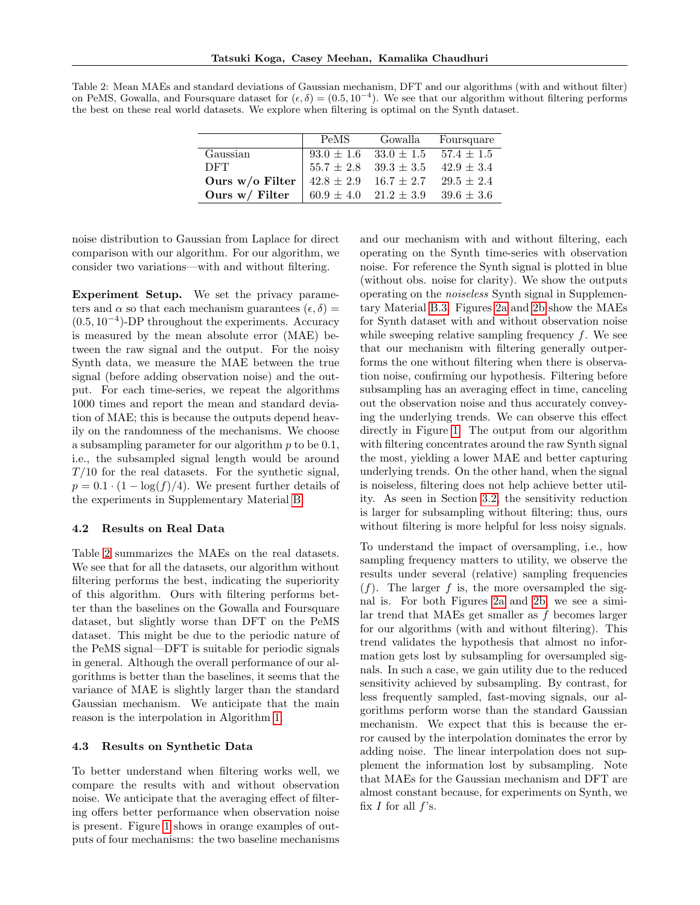Table 2: Mean MAEs and standard deviations of Gaussian mechanism, DFT and our algorithms (with and without filter) on PeMS, Gowalla, and Foursquare dataset for $(\epsilon, \delta) = (0.5, 10^{-4})$. We see that our algorithm without filtering performs the best on these real world datasets. We explore when filtering is optimal on the Synth dataset.

| | PeMS | Gowalla | Foursquare |
|---|---|---|---|
| Gaussian | $93.0 \pm 1.6$ | $33.0 \pm 1.5$ | $57.4 \pm 1.5$ |
| DFT | $55.7 \pm 2.8$ | $39.3 \pm 3.5$ | $42.9 \pm 3.4$ |
| **Ours w/o Filter** | $42.8 \pm 2.9$ | $16.7 \pm 2.7$ | $29.5 \pm 2.4$ |
| **Ours w/ Filter** | $60.9 \pm 4.0$ | $21.2 \pm 3.9$ | $39.6 \pm 3.6$ |

noise distribution to Gaussian from Laplace for direct comparison with our algorithm. For our algorithm, we consider two variations—with and without filtering.

**Experiment Setup.** We set the privacy parameters and $\alpha$ so that each mechanism guarantees $(\epsilon, \delta) = (0.5, 10^{-4})$-DP throughout the experiments. Accuracy is measured by the mean absolute error (MAE) between the raw signal and the output. For the noisy Synth data, we measure the MAE between the true signal (before adding observation noise) and the output. For each time-series, we repeat the algorithms 1000 times and report the mean and standard deviation of MAE; this is because the outputs depend heavily on the randomness of the mechanisms. We choose a subsampling parameter for our algorithm $p$ to be 0.1, i.e., the subsampled signal length would be around $T/10$ for the real datasets. For the synthetic signal, $p = 0.1 \cdot (1 - \log(f)/4)$. We present further details of the experiments in Supplementary Material B.

### 4.2 Results on Real Data

Table 2 summarizes the MAEs on the real datasets. We see that for all the datasets, our algorithm without filtering performs the best, indicating the superiority of this algorithm. Ours with filtering performs better than the baselines on the Gowalla and Foursquare dataset, but slightly worse than DFT on the PeMS dataset. This might be due to the periodic nature of the PeMS signal—DFT is suitable for periodic signals in general. Although the overall performance of our algorithms is better than the baselines, it seems that the variance of MAE is slightly larger than the standard Gaussian mechanism. We anticipate that the main reason is the interpolation in Algorithm 1.

### 4.3 Results on Synthetic Data

To better understand when filtering works well, we compare the results with and without observation noise. We anticipate that the averaging effect of filtering offers better performance when observation noise is present. Figure 1 shows in orange examples of outputs of four mechanisms: the two baseline mechanisms and our mechanism with and without filtering, each operating on the Synth time-series with observation noise. For reference the Synth signal is plotted in blue (without obs. noise for clarity). We show the outputs operating on the *noiseless* Synth signal in Supplementary Material B.3. Figures 2a and 2b show the MAEs for Synth dataset with and without observation noise while sweeping relative sampling frequency $f$. We see that our mechanism with filtering generally outperforms the one without filtering when there is observation noise, confirming our hypothesis. Filtering before subsampling has an averaging effect in time, canceling out the observation noise and thus accurately conveying the underlying trends. We can observe this effect directly in Figure 1. The output from our algorithm with filtering concentrates around the raw Synth signal the most, yielding a lower MAE and better capturing underlying trends. On the other hand, when the signal is noiseless, filtering does not help achieve better utility. As seen in Section 3.2, the sensitivity reduction is larger for subsampling without filtering; thus, ours without filtering is more helpful for less noisy signals.

To understand the impact of oversampling, i.e., how sampling frequency matters to utility, we observe the results under several (relative) sampling frequencies ($f$). The larger $f$ is, the more oversampled the signal is. For both Figures 2a and 2b, we see a similar trend that MAEs get smaller as $f$ becomes larger for our algorithms (with and without filtering). This trend validates the hypothesis that almost no information gets lost by subsampling for oversampled signals. In such a case, we gain utility due to the reduced sensitivity achieved by subsampling. By contrast, for less frequently sampled, fast-moving signals, our algorithms perform worse than the standard Gaussian mechanism. We expect that this is because the error caused by the interpolation dominates the error by adding noise. The linear interpolation does not supplement the information lost by subsampling. Note that MAEs for the Gaussian mechanism and DFT are almost constant because, for experiments on Synth, we fix $I$ for all $f$'s.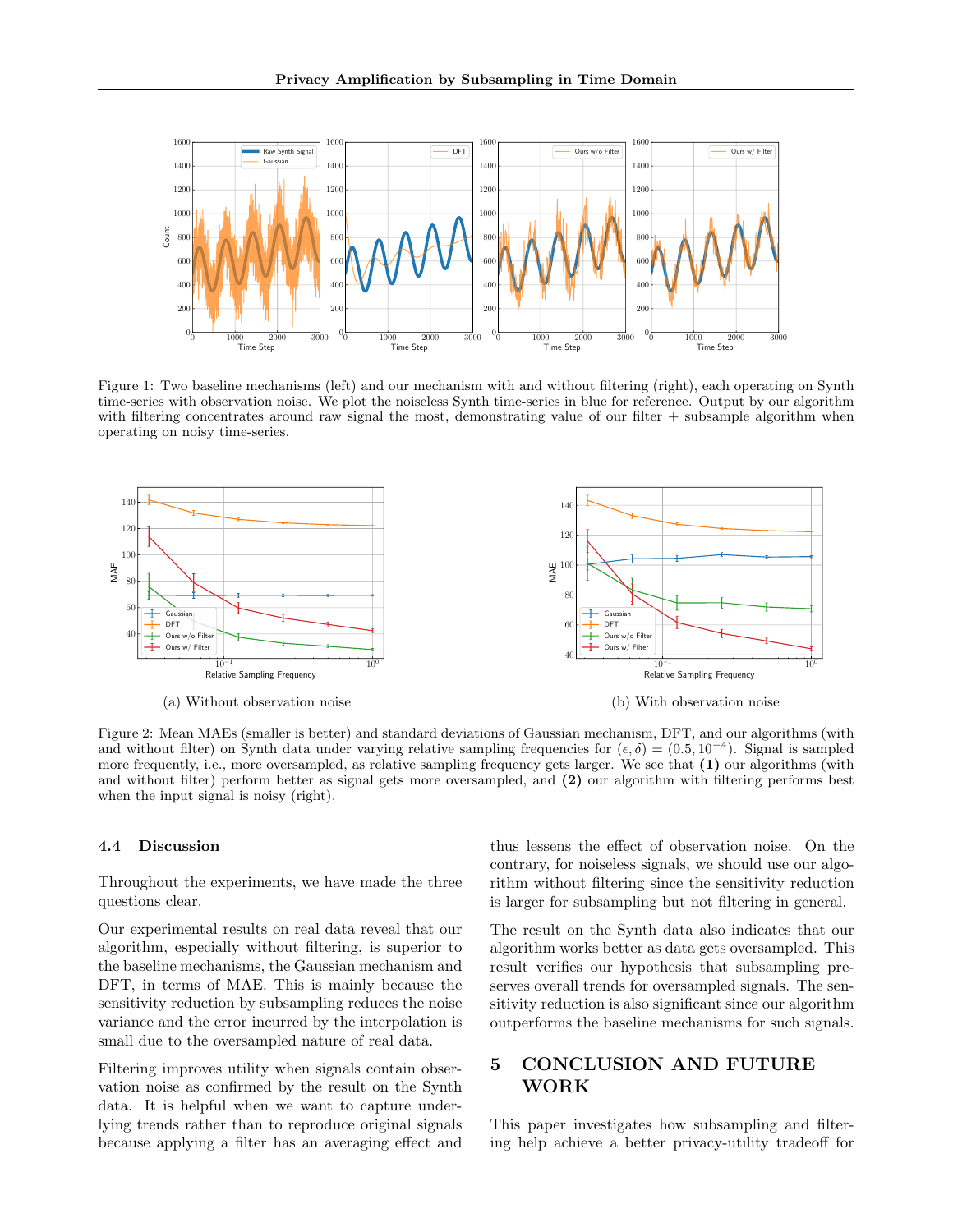Figure 1: Two baseline mechanisms (left) and our mechanism with and without filtering (right), each operating on Synth time-series with observation noise. We plot the noiseless Synth time-series in blue for reference. Output by our algorithm with filtering concentrates around raw signal the most, demonstrating value of our filter + subsample algorithm when operating on noisy time-series.

(a) Without observation noise

(b) With observation noise

Figure 2: Mean MAEs (smaller is better) and standard deviations of Gaussian mechanism, DFT, and our algorithms (with and without filter) on Synth data under varying relative sampling frequencies for $(\epsilon, \delta) = (0.5, 10^{-4})$. Signal is sampled more frequently, i.e., more oversampled, as relative sampling frequency gets larger. We see that **(1)** our algorithms (with and without filter) perform better as signal gets more oversampled, and **(2)** our algorithm with filtering performs best when the input signal is noisy (right).

### 4.4 Discussion

Throughout the experiments, we have made the three questions clear.

Our experimental results on real data reveal that our algorithm, especially without filtering, is superior to the baseline mechanisms, the Gaussian mechanism and DFT, in terms of MAE. This is mainly because the sensitivity reduction by subsampling reduces the noise variance and the error incurred by the interpolation is small due to the oversampled nature of real data.

Filtering improves utility when signals contain observation noise as confirmed by the result on the Synth data. It is helpful when we want to capture underlying trends rather than to reproduce original signals because applying a filter has an averaging effect and thus lessens the effect of observation noise. On the contrary, for noiseless signals, we should use our algorithm without filtering since the sensitivity reduction is larger for subsampling but not filtering in general.

The result on the Synth data also indicates that our algorithm works better as data gets oversampled. This result verifies our hypothesis that subsampling preserves overall trends for oversampled signals. The sensitivity reduction is also significant since our algorithm outperforms the baseline mechanisms for such signals.

## 5 CONCLUSION AND FUTURE WORK

This paper investigates how subsampling and filtering help achieve a better privacy-utility tradeoff for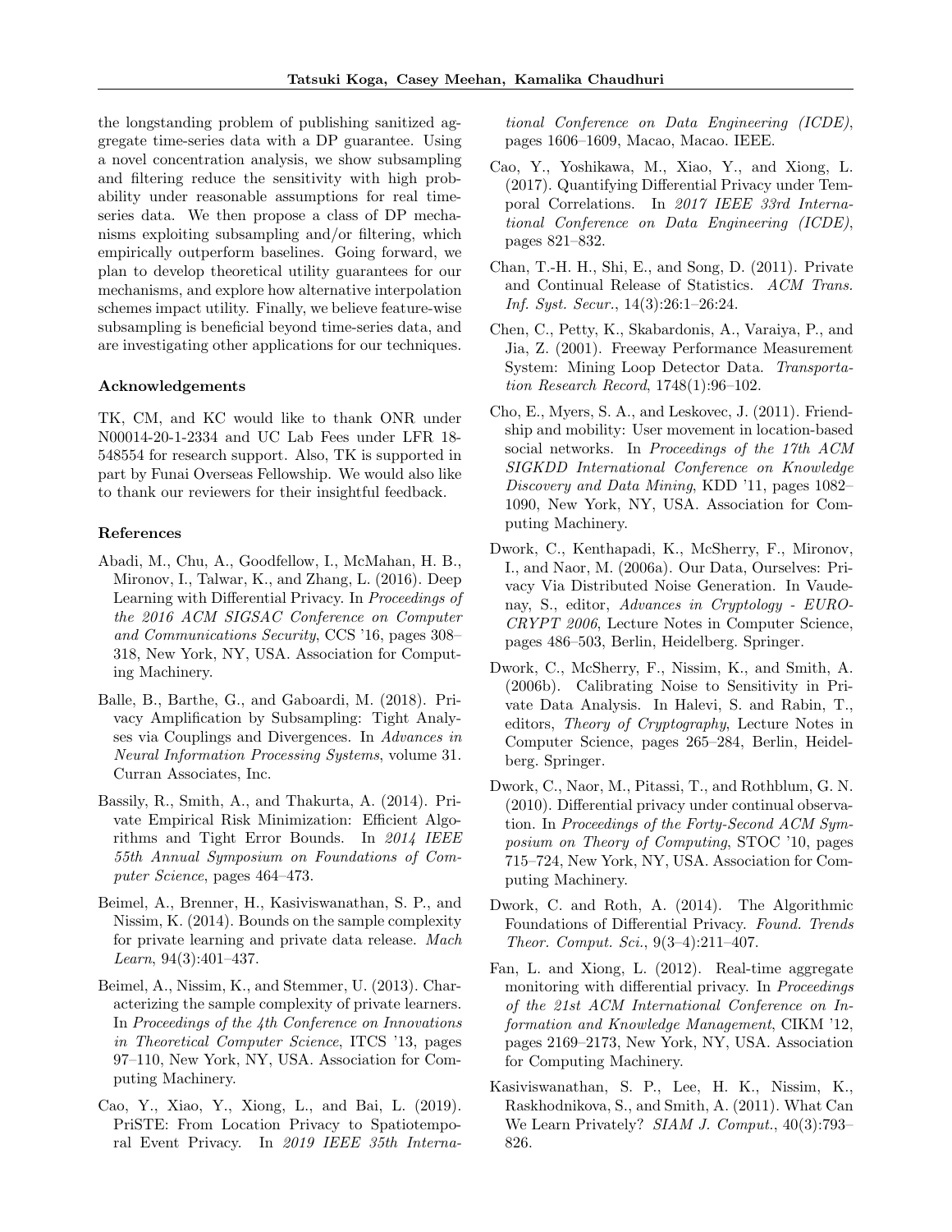the longstanding problem of publishing sanitized aggregate time-series data with a DP guarantee. Using a novel concentration analysis, we show subsampling and filtering reduce the sensitivity with high probability under reasonable assumptions for real time-series data. We then propose a class of DP mechanisms exploiting subsampling and/or filtering, which empirically outperform baselines. Going forward, we plan to develop theoretical utility guarantees for our mechanisms, and explore how alternative interpolation schemes impact utility. Finally, we believe feature-wise subsampling is beneficial beyond time-series data, and are investigating other applications for our techniques.

### Acknowledgements

TK, CM, and KC would like to thank ONR under N00014-20-1-2334 and UC Lab Fees under LFR 18-548554 for research support. Also, TK is supported in part by Funai Overseas Fellowship. We would also like to thank our reviewers for their insightful feedback.

### References

Abadi, M., Chu, A., Goodfellow, I., McMahan, H. B., Mironov, I., Talwar, K., and Zhang, L. (2016). Deep Learning with Differential Privacy. In *Proceedings of the 2016 ACM SIGSAC Conference on Computer and Communications Security*, CCS '16, pages 308–318, New York, NY, USA. Association for Computing Machinery.

Balle, B., Barthe, G., and Gaboardi, M. (2018). Privacy Amplification by Subsampling: Tight Analyses via Couplings and Divergences. In *Advances in Neural Information Processing Systems*, volume 31. Curran Associates, Inc.

Bassily, R., Smith, A., and Thakurta, A. (2014). Private Empirical Risk Minimization: Efficient Algorithms and Tight Error Bounds. In *2014 IEEE 55th Annual Symposium on Foundations of Computer Science*, pages 464–473.

Beimel, A., Brenner, H., Kasiviswanathan, S. P., and Nissim, K. (2014). Bounds on the sample complexity for private learning and private data release. *Mach Learn*, 94(3):401–437.

Beimel, A., Nissim, K., and Stemmer, U. (2013). Characterizing the sample complexity of private learners. In *Proceedings of the 4th Conference on Innovations in Theoretical Computer Science*, ITCS '13, pages 97–110, New York, NY, USA. Association for Computing Machinery.

Cao, Y., Xiao, Y., Xiong, L., and Bai, L. (2019). PriSTE: From Location Privacy to Spatiotemporal Event Privacy. In *2019 IEEE 35th International Conference on Data Engineering (ICDE)*, pages 1606–1609, Macao, Macao. IEEE.

Cao, Y., Yoshikawa, M., Xiao, Y., and Xiong, L. (2017). Quantifying Differential Privacy under Temporal Correlations. In *2017 IEEE 33rd International Conference on Data Engineering (ICDE)*, pages 821–832.

Chan, T.-H. H., Shi, E., and Song, D. (2011). Private and Continual Release of Statistics. *ACM Trans. Inf. Syst. Secur.*, 14(3):26:1–26:24.

Chen, C., Petty, K., Skabardonis, A., Varaiya, P., and Jia, Z. (2001). Freeway Performance Measurement System: Mining Loop Detector Data. *Transportation Research Record*, 1748(1):96–102.

Cho, E., Myers, S. A., and Leskovec, J. (2011). Friendship and mobility: User movement in location-based social networks. In *Proceedings of the 17th ACM SIGKDD International Conference on Knowledge Discovery and Data Mining*, KDD '11, pages 1082–1090, New York, NY, USA. Association for Computing Machinery.

Dwork, C., Kenthapadi, K., McSherry, F., Mironov, I., and Naor, M. (2006a). Our Data, Ourselves: Privacy Via Distributed Noise Generation. In Vaudenay, S., editor, *Advances in Cryptology - EUROCRYPT 2006*, Lecture Notes in Computer Science, pages 486–503, Berlin, Heidelberg. Springer.

Dwork, C., McSherry, F., Nissim, K., and Smith, A. (2006b). Calibrating Noise to Sensitivity in Private Data Analysis. In Halevi, S. and Rabin, T., editors, *Theory of Cryptography*, Lecture Notes in Computer Science, pages 265–284, Berlin, Heidelberg. Springer.

Dwork, C., Naor, M., Pitassi, T., and Rothblum, G. N. (2010). Differential privacy under continual observation. In *Proceedings of the Forty-Second ACM Symposium on Theory of Computing*, STOC '10, pages 715–724, New York, NY, USA. Association for Computing Machinery.

Dwork, C. and Roth, A. (2014). The Algorithmic Foundations of Differential Privacy. *Found. Trends Theor. Comput. Sci.*, 9(3–4):211–407.

Fan, L. and Xiong, L. (2012). Real-time aggregate monitoring with differential privacy. In *Proceedings of the 21st ACM International Conference on Information and Knowledge Management*, CIKM '12, pages 2169–2173, New York, NY, USA. Association for Computing Machinery.

Kasiviswanathan, S. P., Lee, H. K., Nissim, K., Raskhodnikova, S., and Smith, A. (2011). What Can We Learn Privately? *SIAM J. Comput.*, 40(3):793–826.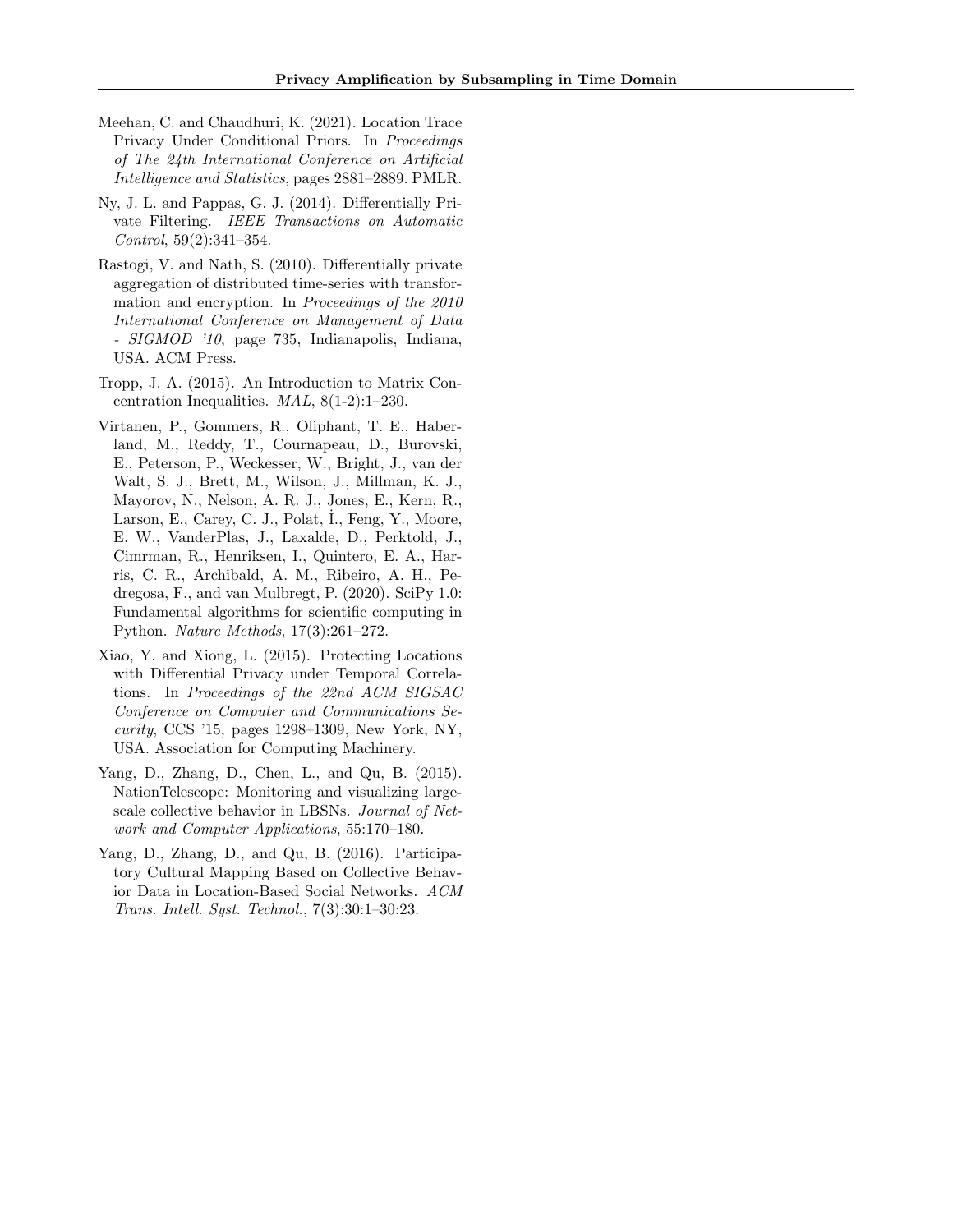Meehan, C. and Chaudhuri, K. (2021). Location Trace Privacy Under Conditional Priors. In *Proceedings of The 24th International Conference on Artificial Intelligence and Statistics*, pages 2881–2889. PMLR.

Ny, J. L. and Pappas, G. J. (2014). Differentially Private Filtering. *IEEE Transactions on Automatic Control*, 59(2):341–354.

Rastogi, V. and Nath, S. (2010). Differentially private aggregation of distributed time-series with transformation and encryption. In *Proceedings of the 2010 International Conference on Management of Data - SIGMOD '10*, page 735, Indianapolis, Indiana, USA. ACM Press.

Tropp, J. A. (2015). An Introduction to Matrix Concentration Inequalities. *MAL*, 8(1-2):1–230.

Virtanen, P., Gommers, R., Oliphant, T. E., Haberland, M., Reddy, T., Cournapeau, D., Burovski, E., Peterson, P., Weckesser, W., Bright, J., van der Walt, S. J., Brett, M., Wilson, J., Millman, K. J., Mayorov, N., Nelson, A. R. J., Jones, E., Kern, R., Larson, E., Carey, C. J., Polat, İ., Feng, Y., Moore, E. W., VanderPlas, J., Laxalde, D., Perktold, J., Cimrman, R., Henriksen, I., Quintero, E. A., Harris, C. R., Archibald, A. M., Ribeiro, A. H., Pedregosa, F., and van Mulbregt, P. (2020). SciPy 1.0: Fundamental algorithms for scientific computing in Python. *Nature Methods*, 17(3):261–272.

Xiao, Y. and Xiong, L. (2015). Protecting Locations with Differential Privacy under Temporal Correlations. In *Proceedings of the 22nd ACM SIGSAC Conference on Computer and Communications Security*, CCS '15, pages 1298–1309, New York, NY, USA. Association for Computing Machinery.

Yang, D., Zhang, D., Chen, L., and Qu, B. (2015). NationTelescope: Monitoring and visualizing large-scale collective behavior in LBSNs. *Journal of Network and Computer Applications*, 55:170–180.

Yang, D., Zhang, D., and Qu, B. (2016). Participatory Cultural Mapping Based on Collective Behavior Data in Location-Based Social Networks. *ACM Trans. Intell. Syst. Technol.*, 7(3):30:1–30:23.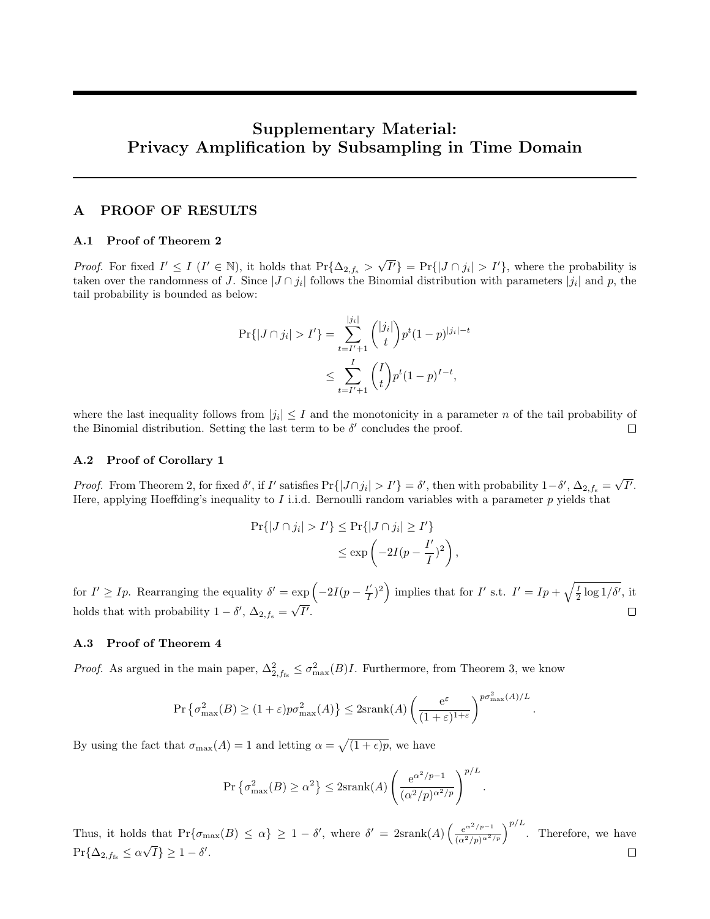# Supplementary Material: Privacy Amplification by Subsampling in Time Domain

## A PROOF OF RESULTS

### A.1 Proof of Theorem 2

*Proof.* For fixed $I' \leq I$ ($I' \in \mathbb{N}$), it holds that $\Pr\{\Delta_{2,f_s} > \sqrt{I'}\} = \Pr\{|J \cap j_i| > I'\}$, where the probability is taken over the randomness of $J$. Since $|J \cap j_i|$ follows the Binomial distribution with parameters $|j_i|$ and $p$, the tail probability is bounded as below:

$$
\begin{aligned}
\Pr\{|J \cap j_i| > I'\} &= \sum_{t=I'+1}^{|j_i|} \binom{|j_i|}{t} p^t (1-p)^{|j_i|-t} \\
&\leq \sum_{t=I'+1}^{I} \binom{I}{t} p^t (1-p)^{I-t},
\end{aligned}
$$

where the last inequality follows from $|j_i| \leq I$ and the monotonicity in a parameter $n$ of the tail probability of the Binomial distribution. Setting the last term to be $\delta'$ concludes the proof. □

### A.2 Proof of Corollary 1

*Proof.* From Theorem 2, for fixed $\delta'$, if $I'$ satisfies $\Pr\{|J \cap j_i| > I'\} = \delta'$, then with probability $1-\delta'$, $\Delta_{2,f_s} = \sqrt{I'}$. Here, applying Hoeffding's inequality to $I$ i.i.d. Bernoulli random variables with a parameter $p$ yields that

$$
\begin{aligned}
\Pr\{|J \cap j_i| > I'\} &\leq \Pr\{|J \cap j_i| \geq I'\} \\
&\leq \exp\left(-2I(p - \frac{I'}{I})^2\right),
\end{aligned}
$$

for $I' \geq Ip$. Rearranging the equality $\delta' = \exp\left(-2I(p - \frac{I'}{I})^2\right)$ implies that for $I'$ s.t. $I' = Ip + \sqrt{\frac{I}{2}\log 1/\delta'}$, it holds that with probability $1-\delta'$, $\Delta_{2,f_s} = \sqrt{I'}$. □

### A.3 Proof of Theorem 4

*Proof.* As argued in the main paper, $\Delta^2_{2,f_{fs}} \leq \sigma^2_{\max}(B)I$. Furthermore, from Theorem 3, we know

$$
\Pr\left\{\sigma^2_{\max}(B) \geq (1+\varepsilon)p\sigma^2_{\max}(A)\right\} \leq 2\mathrm{srank}(A)\left(\frac{\mathrm{e}^{\varepsilon}}{(1+\varepsilon)^{1+\varepsilon}}\right)^{p\sigma^2_{\max}(A)/L}.
$$

By using the fact that $\sigma_{\max}(A) = 1$ and letting $\alpha = \sqrt{(1+\epsilon)p}$, we have

$$
\Pr\left\{\sigma^2_{\max}(B) \geq \alpha^2\right\} \leq 2\mathrm{srank}(A)\left(\frac{\mathrm{e}^{\alpha^2/p-1}}{(\alpha^2/p)^{\alpha^2/p}}\right)^{p/L}.
$$

Thus, it holds that $\Pr\{\sigma_{\max}(B) \leq \alpha\} \geq 1-\delta'$, where $\delta' = 2\mathrm{srank}(A)\left(\frac{\mathrm{e}^{\alpha^2/p-1}}{(\alpha^2/p)^{\alpha^2/p}}\right)^{p/L}$. Therefore, we have $\Pr\{\Delta_{2,f_{fs}} \leq \alpha\sqrt{I}\} \geq 1-\delta'$. □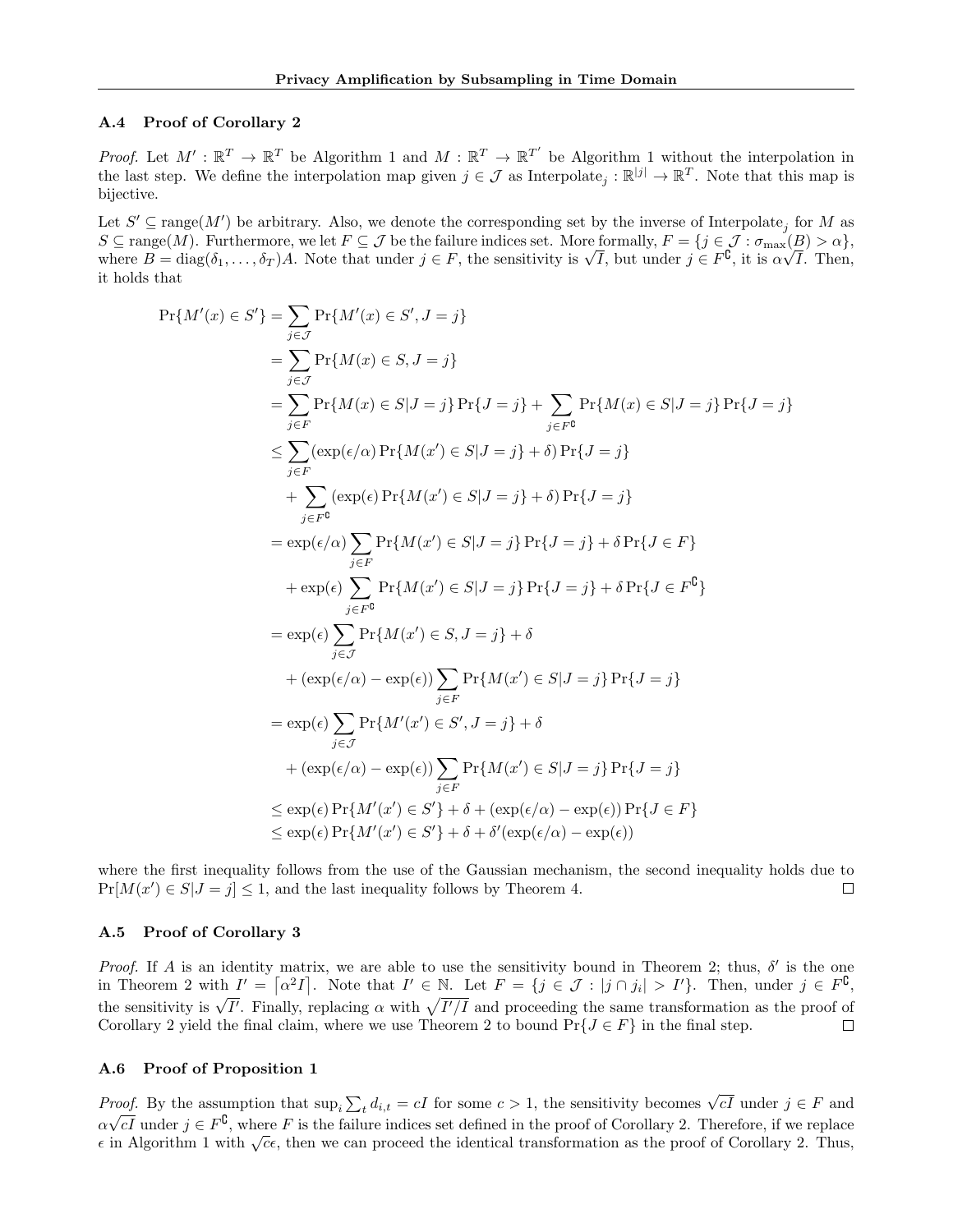### A.4 Proof of Corollary 2

*Proof.* Let $M' : \mathbb{R}^T \to \mathbb{R}^T$ be Algorithm 1 and $M : \mathbb{R}^T \to \mathbb{R}^{T'}$ be Algorithm 1 without the interpolation in the last step. We define the interpolation map given $j \in \mathcal{J}$ as $\text{Interpolate}_j : \mathbb{R}^{|j|} \to \mathbb{R}^T$. Note that this map is bijective.

Let $S' \subseteq \text{range}(M')$ be arbitrary. Also, we denote the corresponding set by the inverse of $\text{Interpolate}_j$ for $M$ as $S \subseteq \text{range}(M)$. Furthermore, we let $F \subseteq \mathcal{J}$ be the failure indices set. More formally, $F = \{j \in \mathcal{J} : \sigma_{\max}(B) > \alpha\}$, where $B = \text{diag}(\delta_1, \dots, \delta_T)A$. Note that under $j \in F$, the sensitivity is $\sqrt{I}$, but under $j \in F^{\complement}$, it is $\alpha\sqrt{I}$. Then, it holds that

$$
\begin{aligned}
\Pr\{M'(x) \in S'\} &= \sum_{j \in \mathcal{J}} \Pr\{M'(x) \in S', J = j\} \\
&= \sum_{j \in \mathcal{J}} \Pr\{M(x) \in S, J = j\} \\
&= \sum_{j \in F} \Pr\{M(x) \in S | J = j\} \Pr\{J = j\} + \sum_{j \in F^{\complement}} \Pr\{M(x) \in S | J = j\} \Pr\{J = j\} \\
&\leq \sum_{j \in F} (\exp(\epsilon/\alpha) \Pr\{M(x') \in S | J = j\} + \delta) \Pr\{J = j\} \\
&\quad + \sum_{j \in F^{\complement}} (\exp(\epsilon) \Pr\{M(x') \in S | J = j\} + \delta) \Pr\{J = j\} \\
&= \exp(\epsilon/\alpha) \sum_{j \in F} \Pr\{M(x') \in S | J = j\} \Pr\{J = j\} + \delta \Pr\{J \in F\} \\
&\quad + \exp(\epsilon) \sum_{j \in F^{\complement}} \Pr\{M(x') \in S | J = j\} \Pr\{J = j\} + \delta \Pr\{J \in F^{\complement}\} \\
&= \exp(\epsilon) \sum_{j \in \mathcal{J}} \Pr\{M(x') \in S, J = j\} + \delta \\
&\quad + (\exp(\epsilon/\alpha) - \exp(\epsilon)) \sum_{j \in F} \Pr\{M(x') \in S | J = j\} \Pr\{J = j\} \\
&= \exp(\epsilon) \sum_{j \in \mathcal{J}} \Pr\{M'(x') \in S', J = j\} + \delta \\
&\quad + (\exp(\epsilon/\alpha) - \exp(\epsilon)) \sum_{j \in F} \Pr\{M(x') \in S | J = j\} \Pr\{J = j\} \\
&\leq \exp(\epsilon) \Pr\{M'(x') \in S'\} + \delta + (\exp(\epsilon/\alpha) - \exp(\epsilon)) \Pr\{J \in F\} \\
&\leq \exp(\epsilon) \Pr\{M'(x') \in S'\} + \delta + \delta'(\exp(\epsilon/\alpha) - \exp(\epsilon))
\end{aligned}
$$

where the first inequality follows from the use of the Gaussian mechanism, the second inequality holds due to $\Pr[M(x') \in S | J = j] \leq 1$, and the last inequality follows by Theorem 4. $\square$

### A.5 Proof of Corollary 3

*Proof.* If $A$ is an identity matrix, we are able to use the sensitivity bound in Theorem 2; thus, $\delta'$ is the one in Theorem 2 with $I' = \lceil \alpha^2 I \rceil$. Note that $I' \in \mathbb{N}$. Let $F = \{j \in \mathcal{J} : |j \cap j_i| > I'\}$. Then, under $j \in F^{\complement}$, the sensitivity is $\sqrt{I'}$. Finally, replacing $\alpha$ with $\sqrt{I'/I}$ and proceeding the same transformation as the proof of Corollary 2 yield the final claim, where we use Theorem 2 to bound $\Pr\{J \in F\}$ in the final step. $\square$

### A.6 Proof of Proposition 1

*Proof.* By the assumption that $\sup_i \sum_t d_{i,t} = cI$ for some $c > 1$, the sensitivity becomes $\sqrt{cI}$ under $j \in F$ and $\alpha\sqrt{cI}$ under $j \in F^{\complement}$, where $F$ is the failure indices set defined in the proof of Corollary 2. Therefore, if we replace $\epsilon$ in Algorithm 1 with $\sqrt{c}\epsilon$, then we can proceed the identical transformation as the proof of Corollary 2. Thus,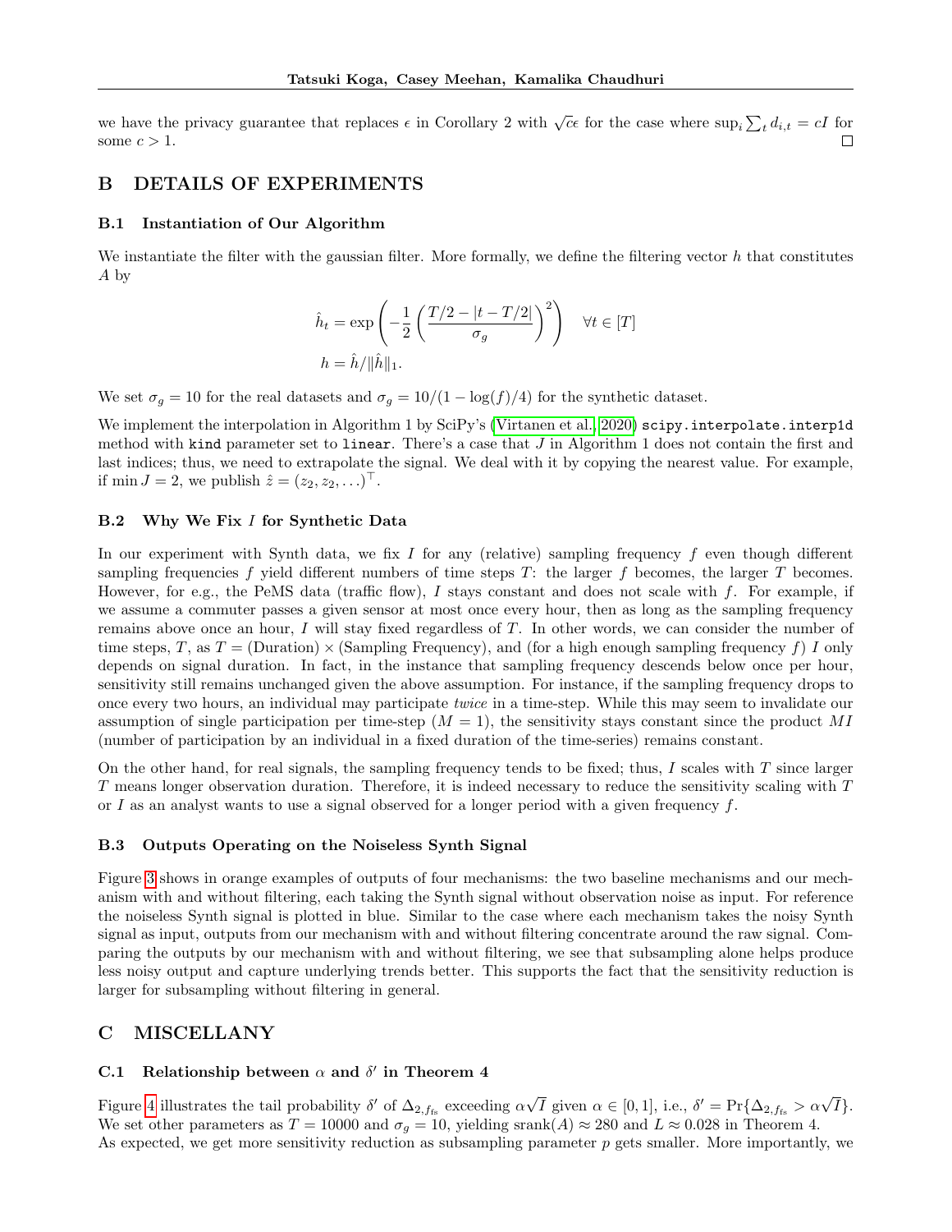we have the privacy guarantee that replaces $\epsilon$ in Corollary 2 with $\sqrt{c}\epsilon$ for the case where $\sup_i \sum_t d_{i,t} = cI$ for some $c > 1$. □

## B DETAILS OF EXPERIMENTS

### B.1 Instantiation of Our Algorithm

We instantiate the filter with the gaussian filter. More formally, we define the filtering vector $h$ that constitutes $A$ by

$$\hat{h}_t = \exp\left(-\frac{1}{2}\left(\frac{T/2 - |t - T/2|}{\sigma_g}\right)^2\right) \quad \forall t \in [T]$$
$$h = \hat{h}/\|\hat{h}\|_1.$$

We set $\sigma_g = 10$ for the real datasets and $\sigma_g = 10/(1 - \log(f)/4)$ for the synthetic dataset.

We implement the interpolation in Algorithm 1 by SciPy's (Virtanen et al., 2020) `scipy.interpolate.interp1d` method with `kind` parameter set to `linear`. There's a case that $J$ in Algorithm 1 does not contain the first and last indices; thus, we need to extrapolate the signal. We deal with it by copying the nearest value. For example, if $\min J = 2$, we publish $\hat{z} = (z_2, z_2, \ldots)^\top$.

### B.2 Why We Fix $I$ for Synthetic Data

In our experiment with Synth data, we fix $I$ for any (relative) sampling frequency $f$ even though different sampling frequencies $f$ yield different numbers of time steps $T$: the larger $f$ becomes, the larger $T$ becomes. However, for e.g., the PeMS data (traffic flow), $I$ stays constant and does not scale with $f$. For example, if we assume a commuter passes a given sensor at most once every hour, then as long as the sampling frequency remains above once an hour, $I$ will stay fixed regardless of $T$. In other words, we can consider the number of time steps, $T$, as $T = (\text{Duration}) \times (\text{Sampling Frequency})$, and (for a high enough sampling frequency $f$) $I$ only depends on signal duration. In fact, in the instance that sampling frequency descends below once per hour, sensitivity still remains unchanged given the above assumption. For instance, if the sampling frequency drops to once every two hours, an individual may participate *twice* in a time-step. While this may seem to invalidate our assumption of single participation per time-step ($M = 1$), the sensitivity stays constant since the product $MI$ (number of participation by an individual in a fixed duration of the time-series) remains constant.

On the other hand, for real signals, the sampling frequency tends to be fixed; thus, $I$ scales with $T$ since larger $T$ means longer observation duration. Therefore, it is indeed necessary to reduce the sensitivity scaling with $T$ or $I$ as an analyst wants to use a signal observed for a longer period with a given frequency $f$.

### B.3 Outputs Operating on the Noiseless Synth Signal

Figure 3 shows in orange examples of outputs of four mechanisms: the two baseline mechanisms and our mechanism with and without filtering, each taking the Synth signal without observation noise as input. For reference the noiseless Synth signal is plotted in blue. Similar to the case where each mechanism takes the noisy Synth signal as input, outputs from our mechanism with and without filtering concentrate around the raw signal. Comparing the outputs by our mechanism with and without filtering, we see that subsampling alone helps produce less noisy output and capture underlying trends better. This supports the fact that the sensitivity reduction is larger for subsampling without filtering in general.

## C MISCELLANY

### C.1 Relationship between $\alpha$ and $\delta'$ in Theorem 4

Figure 4 illustrates the tail probability $\delta'$ of $\Delta_{2,f_{\text{fs}}}$ exceeding $\alpha\sqrt{I}$ given $\alpha \in [0, 1]$, i.e., $\delta' = \Pr\{\Delta_{2,f_{\text{fs}}} > \alpha\sqrt{I}\}$. We set other parameters as $T = 10000$ and $\sigma_g = 10$, yielding $\text{srank}(A) \approx 280$ and $L \approx 0.028$ in Theorem 4.
As expected, we get more sensitivity reduction as subsampling parameter $p$ gets smaller. More importantly, we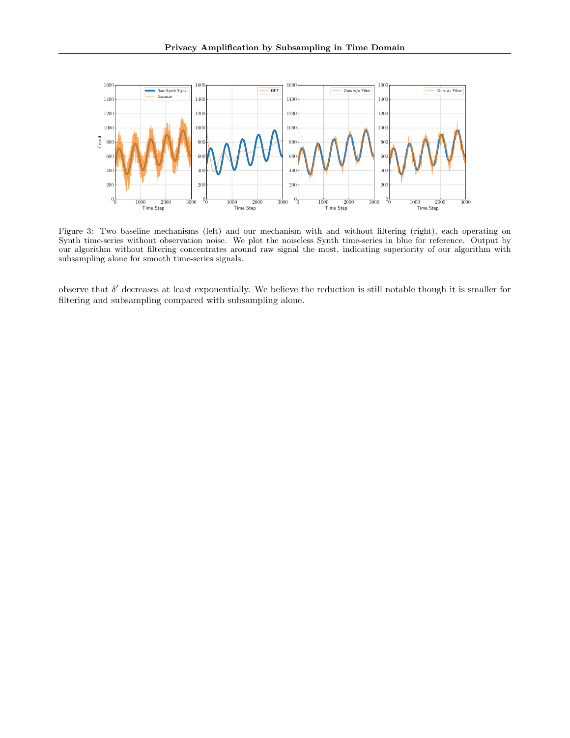Figure 3: Two baseline mechanisms (left) and our mechanism with and without filtering (right), each operating on Synth time-series without observation noise. We plot the noiseless Synth time-series in blue for reference. Output by our algorithm without filtering concentrates around raw signal the most, indicating superiority of our algorithm with subsampling alone for smooth time-series signals.

observe that $\delta'$ decreases at least exponentially. We believe the reduction is still notable though it is smaller for filtering and subsampling compared with subsampling alone.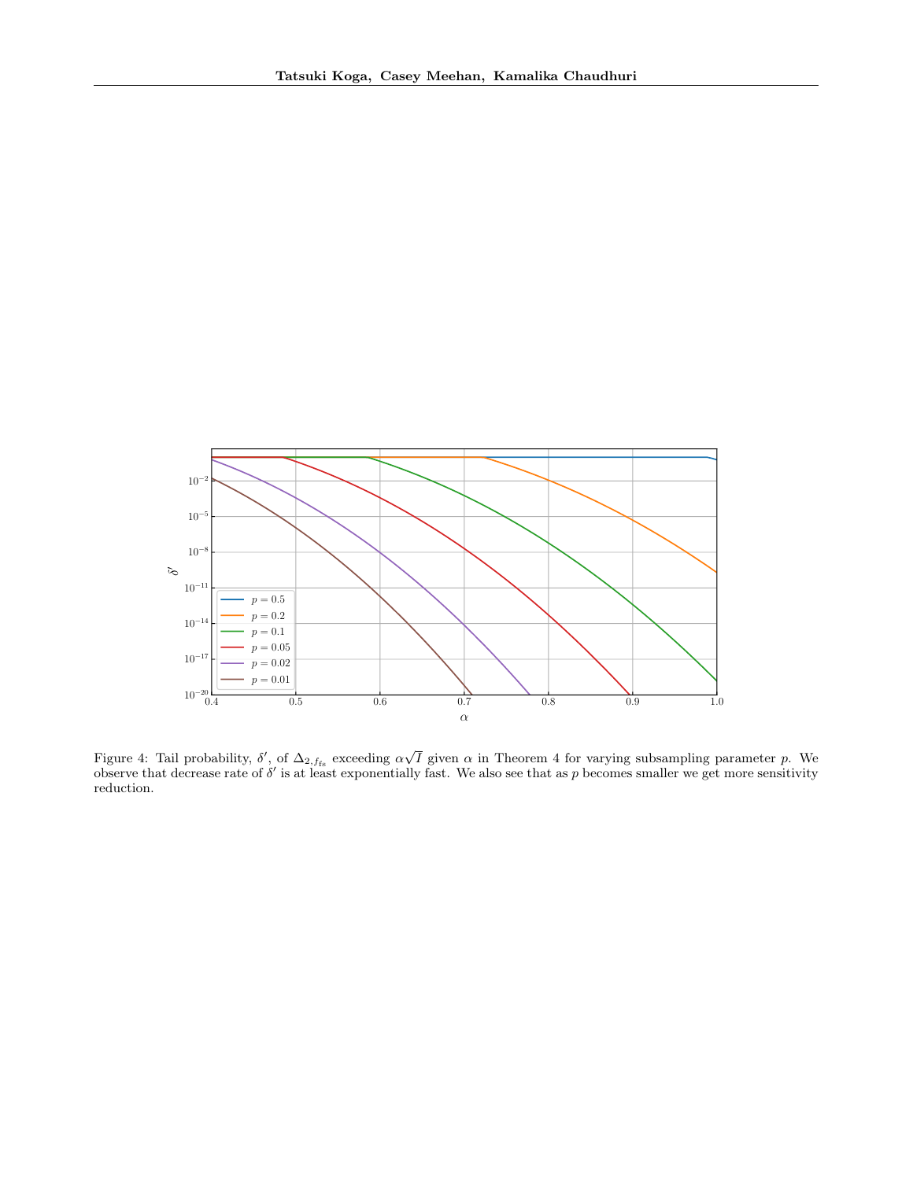$10^{-2}$
$10^{-5}$
$10^{-8}$
$10^{-11}$
$10^{-14}$
$10^{-17}$
$10^{-20}$
$\delta'$
0.4
0.5
0.6
0.7
0.8
0.9
1.0
$\alpha$
$p = 0.5$
$p = 0.2$
$p = 0.1$
$p = 0.05$
$p = 0.02$
$p = 0.01$

Figure 4: Tail probability, $\delta'$, of $\Delta_{2,f_{\text{fs}}}$ exceeding $\alpha\sqrt{I}$ given $\alpha$ in Theorem 4 for varying subsampling parameter $p$. We observe that decrease rate of $\delta'$ is at least exponentially fast. We also see that as $p$ becomes smaller we get more sensitivity reduction.